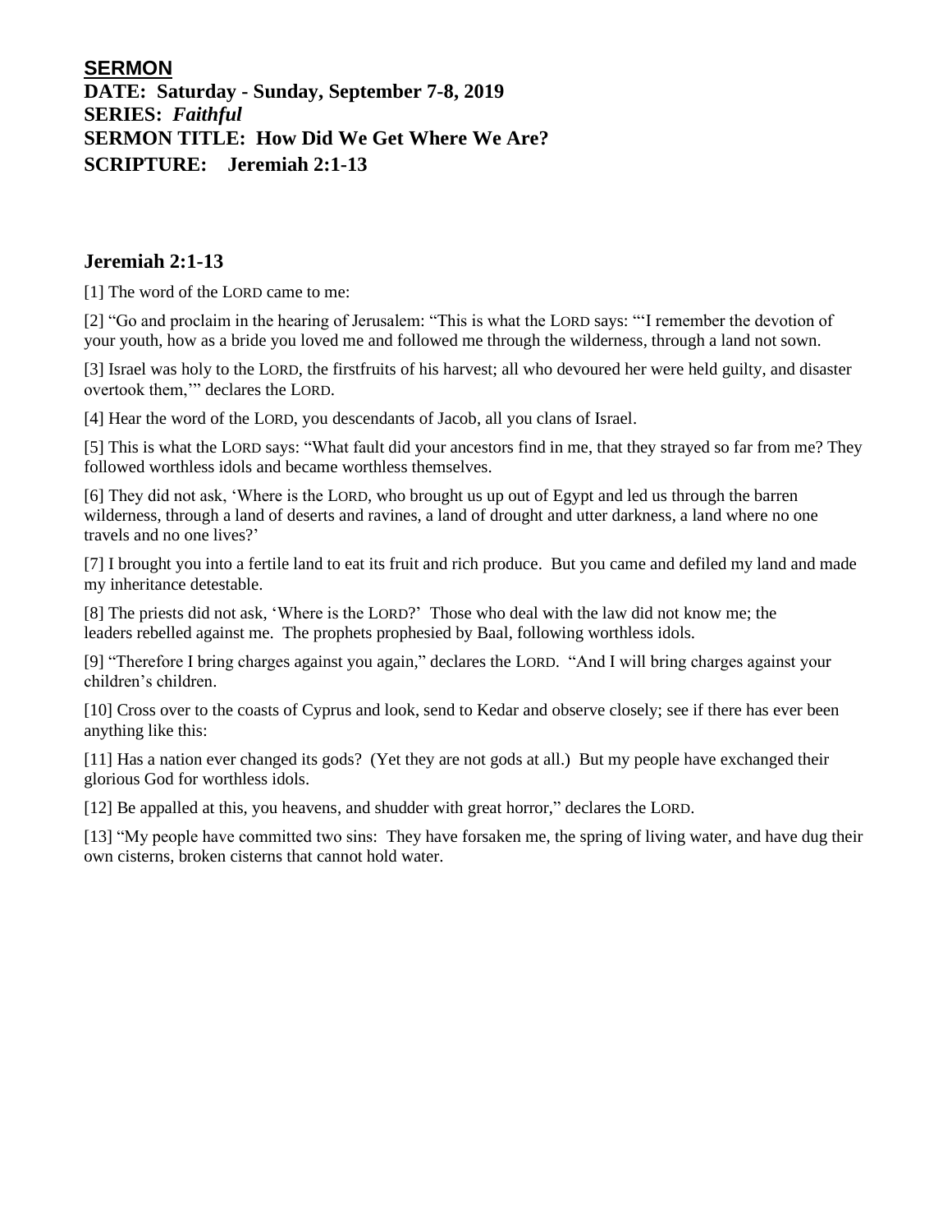**SERMON**

**DATE: Saturday - Sunday, September 7-8, 2019**

**SERIES:** ***Faithful***

**SERMON TITLE: How Did We Get Where We Are?**

**SCRIPTURE: Jeremiah 2:1-13**

## Jeremiah 2:1-13

[1] The word of the LORD came to me:

[2] "Go and proclaim in the hearing of Jerusalem: "This is what the LORD says: "'I remember the devotion of your youth, how as a bride you loved me and followed me through the wilderness, through a land not sown.

[3] Israel was holy to the LORD, the firstfruits of his harvest; all who devoured her were held guilty, and disaster overtook them,'" declares the LORD.

[4] Hear the word of the LORD, you descendants of Jacob, all you clans of Israel.

[5] This is what the LORD says: "What fault did your ancestors find in me, that they strayed so far from me? They followed worthless idols and became worthless themselves.

[6] They did not ask, 'Where is the LORD, who brought us up out of Egypt and led us through the barren wilderness, through a land of deserts and ravines, a land of drought and utter darkness, a land where no one travels and no one lives?'

[7] I brought you into a fertile land to eat its fruit and rich produce. But you came and defiled my land and made my inheritance detestable.

[8] The priests did not ask, 'Where is the LORD?' Those who deal with the law did not know me; the leaders rebelled against me. The prophets prophesied by Baal, following worthless idols.

[9] "Therefore I bring charges against you again," declares the LORD. "And I will bring charges against your children's children.

[10] Cross over to the coasts of Cyprus and look, send to Kedar and observe closely; see if there has ever been anything like this:

[11] Has a nation ever changed its gods? (Yet they are not gods at all.) But my people have exchanged their glorious God for worthless idols.

[12] Be appalled at this, you heavens, and shudder with great horror," declares the LORD.

[13] "My people have committed two sins: They have forsaken me, the spring of living water, and have dug their own cisterns, broken cisterns that cannot hold water.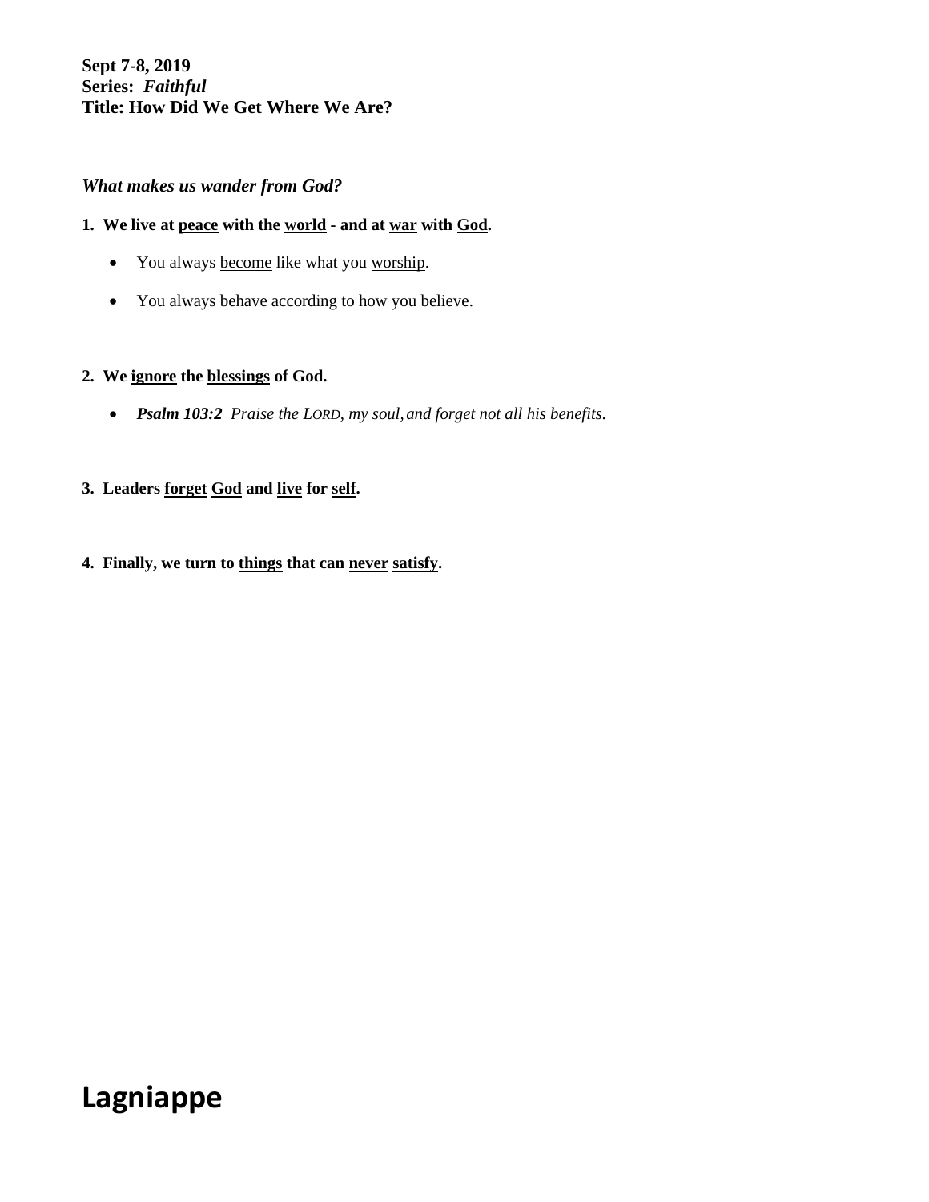**Sept 7-8, 2019**
**Series:** ***Faithful***
**Title: How Did We Get Where We Are?**

***What makes us wander from God?***

**1. We live at <u>peace</u> with the <u>world</u> - and at <u>war</u> with <u>God</u>.**

- You always <u>become</u> like what you <u>worship</u>.
- You always <u>behave</u> according to how you <u>believe</u>.

**2. We <u>ignore</u> the <u>blessings</u> of God.**

- ***Psalm 103:2*** *Praise the LORD, my soul, and forget not all his benefits.*

**3. Leaders <u>forget</u> <u>God</u> and <u>live</u> for <u>self</u>.**

**4. Finally, we turn to <u>things</u> that can <u>never</u> <u>satisfy</u>.**

# Lagniappe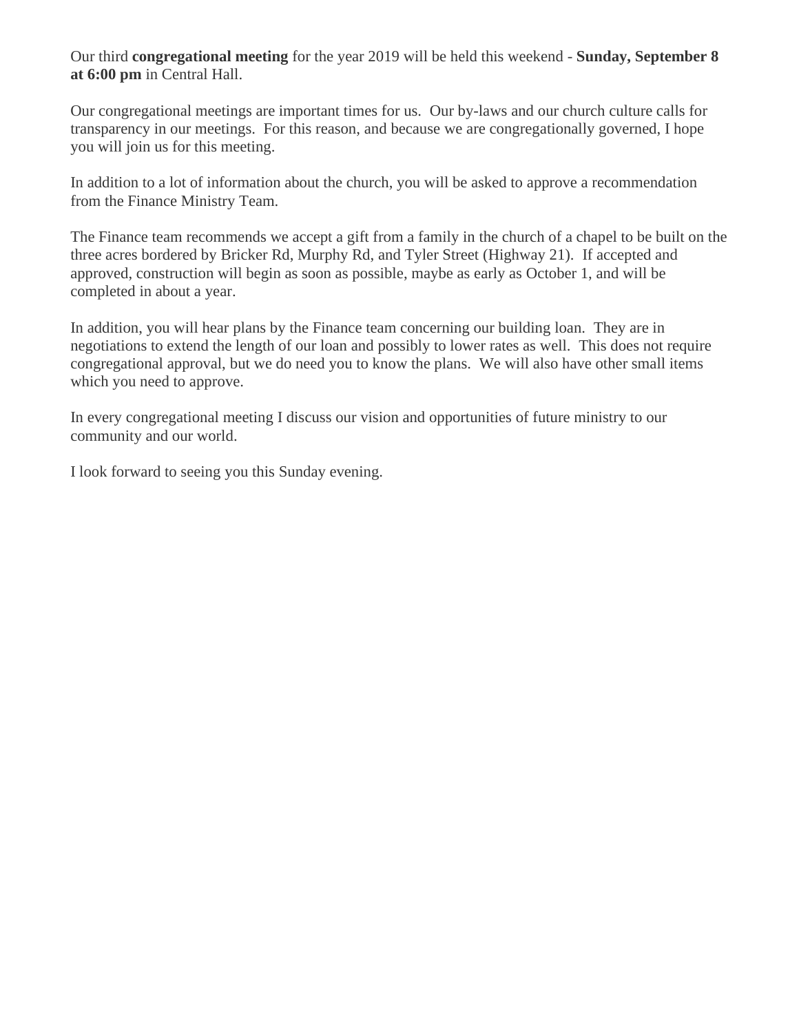Our third **congregational meeting** for the year 2019 will be held this weekend - **Sunday, September 8 at 6:00 pm** in Central Hall.

Our congregational meetings are important times for us. Our by-laws and our church culture calls for transparency in our meetings. For this reason, and because we are congregationally governed, I hope you will join us for this meeting.

In addition to a lot of information about the church, you will be asked to approve a recommendation from the Finance Ministry Team.

The Finance team recommends we accept a gift from a family in the church of a chapel to be built on the three acres bordered by Bricker Rd, Murphy Rd, and Tyler Street (Highway 21). If accepted and approved, construction will begin as soon as possible, maybe as early as October 1, and will be completed in about a year.

In addition, you will hear plans by the Finance team concerning our building loan. They are in negotiations to extend the length of our loan and possibly to lower rates as well. This does not require congregational approval, but we do need you to know the plans. We will also have other small items which you need to approve.

In every congregational meeting I discuss our vision and opportunities of future ministry to our community and our world.

I look forward to seeing you this Sunday evening.